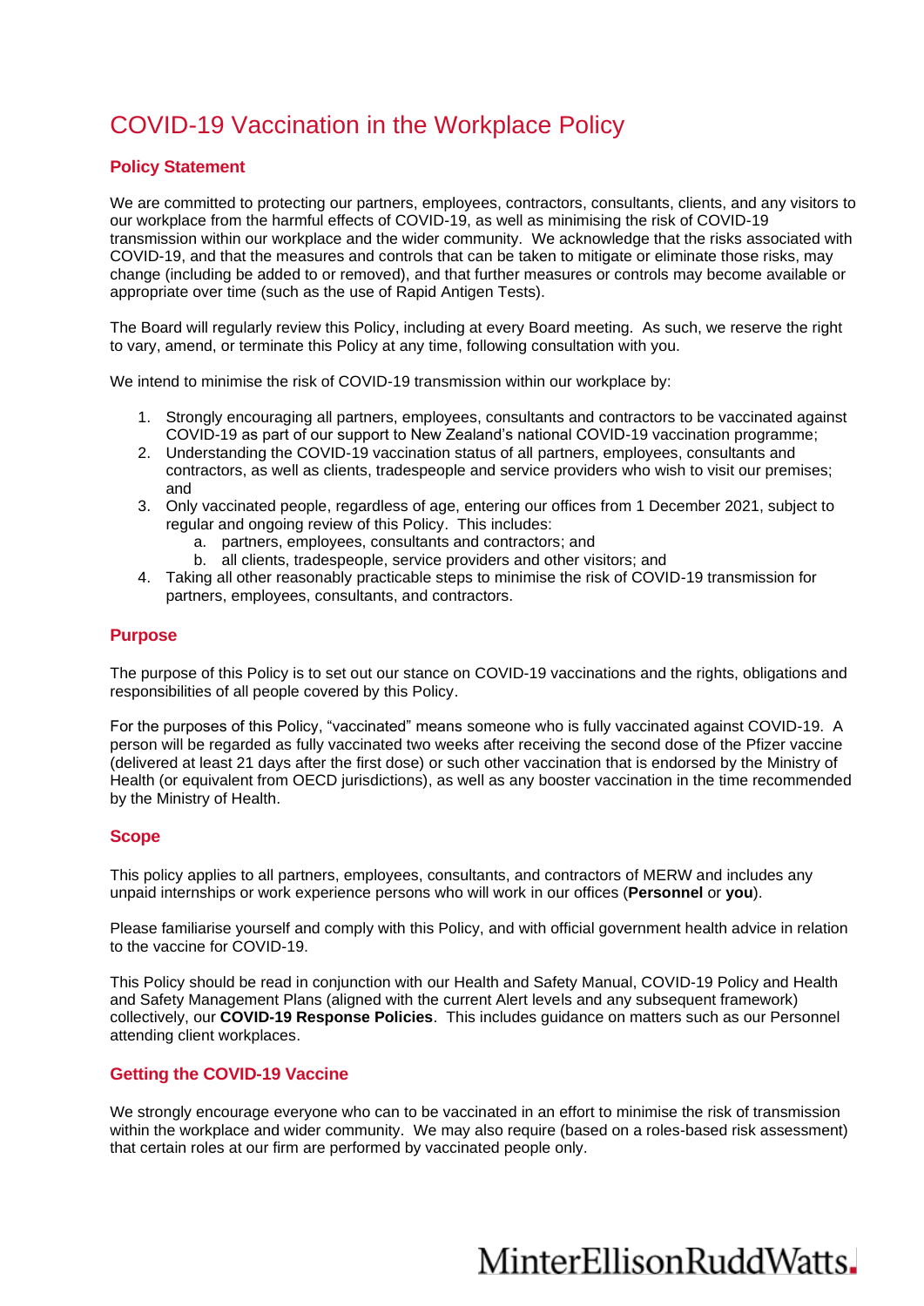# COVID-19 Vaccination in the Workplace Policy

## Policy Statement

We are committed to protecting our partners, employees, contractors, consultants, clients, and any visitors to our workplace from the harmful effects of COVID-19, as well as minimising the risk of COVID-19 transmission within our workplace and the wider community. We acknowledge that the risks associated with COVID-19, and that the measures and controls that can be taken to mitigate or eliminate those risks, may change (including be added to or removed), and that further measures or controls may become available or appropriate over time (such as the use of Rapid Antigen Tests).

The Board will regularly review this Policy, including at every Board meeting. As such, we reserve the right to vary, amend, or terminate this Policy at any time, following consultation with you.

We intend to minimise the risk of COVID-19 transmission within our workplace by:

1. Strongly encouraging all partners, employees, consultants and contractors to be vaccinated against COVID-19 as part of our support to New Zealand's national COVID-19 vaccination programme;
2. Understanding the COVID-19 vaccination status of all partners, employees, consultants and contractors, as well as clients, tradespeople and service providers who wish to visit our premises; and
3. Only vaccinated people, regardless of age, entering our offices from 1 December 2021, subject to regular and ongoing review of this Policy. This includes:
   a. partners, employees, consultants and contractors; and
   b. all clients, tradespeople, service providers and other visitors; and
4. Taking all other reasonably practicable steps to minimise the risk of COVID-19 transmission for partners, employees, consultants, and contractors.

## Purpose

The purpose of this Policy is to set out our stance on COVID-19 vaccinations and the rights, obligations and responsibilities of all people covered by this Policy.

For the purposes of this Policy, "vaccinated" means someone who is fully vaccinated against COVID-19. A person will be regarded as fully vaccinated two weeks after receiving the second dose of the Pfizer vaccine (delivered at least 21 days after the first dose) or such other vaccination that is endorsed by the Ministry of Health (or equivalent from OECD jurisdictions), as well as any booster vaccination in the time recommended by the Ministry of Health.

## Scope

This policy applies to all partners, employees, consultants, and contractors of MERW and includes any unpaid internships or work experience persons who will work in our offices (**Personnel** or **you**).

Please familiarise yourself and comply with this Policy, and with official government health advice in relation to the vaccine for COVID-19.

This Policy should be read in conjunction with our Health and Safety Manual, COVID-19 Policy and Health and Safety Management Plans (aligned with the current Alert levels and any subsequent framework) collectively, our **COVID-19 Response Policies**. This includes guidance on matters such as our Personnel attending client workplaces.

## Getting the COVID-19 Vaccine

We strongly encourage everyone who can to be vaccinated in an effort to minimise the risk of transmission within the workplace and wider community. We may also require (based on a roles-based risk assessment) that certain roles at our firm are performed by vaccinated people only.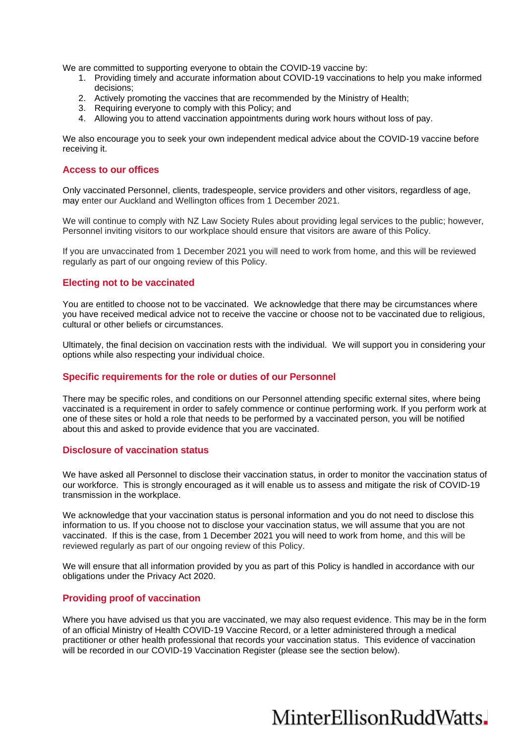We are committed to supporting everyone to obtain the COVID-19 vaccine by:

1. Providing timely and accurate information about COVID-19 vaccinations to help you make informed decisions;
2. Actively promoting the vaccines that are recommended by the Ministry of Health;
3. Requiring everyone to comply with this Policy; and
4. Allowing you to attend vaccination appointments during work hours without loss of pay.

We also encourage you to seek your own independent medical advice about the COVID-19 vaccine before receiving it.

## Access to our offices

Only vaccinated Personnel, clients, tradespeople, service providers and other visitors, regardless of age, may enter our Auckland and Wellington offices from 1 December 2021.

We will continue to comply with NZ Law Society Rules about providing legal services to the public; however, Personnel inviting visitors to our workplace should ensure that visitors are aware of this Policy.

If you are unvaccinated from 1 December 2021 you will need to work from home, and this will be reviewed regularly as part of our ongoing review of this Policy.

## Electing not to be vaccinated

You are entitled to choose not to be vaccinated. We acknowledge that there may be circumstances where you have received medical advice not to receive the vaccine or choose not to be vaccinated due to religious, cultural or other beliefs or circumstances.

Ultimately, the final decision on vaccination rests with the individual. We will support you in considering your options while also respecting your individual choice.

## Specific requirements for the role or duties of our Personnel

There may be specific roles, and conditions on our Personnel attending specific external sites, where being vaccinated is a requirement in order to safely commence or continue performing work. If you perform work at one of these sites or hold a role that needs to be performed by a vaccinated person, you will be notified about this and asked to provide evidence that you are vaccinated.

## Disclosure of vaccination status

We have asked all Personnel to disclose their vaccination status, in order to monitor the vaccination status of our workforce. This is strongly encouraged as it will enable us to assess and mitigate the risk of COVID-19 transmission in the workplace.

We acknowledge that your vaccination status is personal information and you do not need to disclose this information to us. If you choose not to disclose your vaccination status, we will assume that you are not vaccinated. If this is the case, from 1 December 2021 you will need to work from home, and this will be reviewed regularly as part of our ongoing review of this Policy.

We will ensure that all information provided by you as part of this Policy is handled in accordance with our obligations under the Privacy Act 2020.

## Providing proof of vaccination

Where you have advised us that you are vaccinated, we may also request evidence. This may be in the form of an official Ministry of Health COVID-19 Vaccine Record, or a letter administered through a medical practitioner or other health professional that records your vaccination status. This evidence of vaccination will be recorded in our COVID-19 Vaccination Register (please see the section below).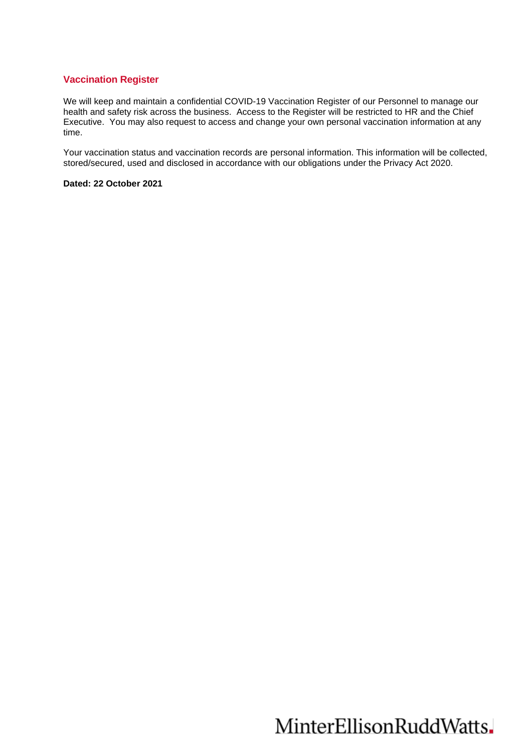## Vaccination Register

We will keep and maintain a confidential COVID-19 Vaccination Register of our Personnel to manage our health and safety risk across the business. Access to the Register will be restricted to HR and the Chief Executive. You may also request to access and change your own personal vaccination information at any time.

Your vaccination status and vaccination records are personal information. This information will be collected, stored/secured, used and disclosed in accordance with our obligations under the Privacy Act 2020.

**Dated: 22 October 2021**